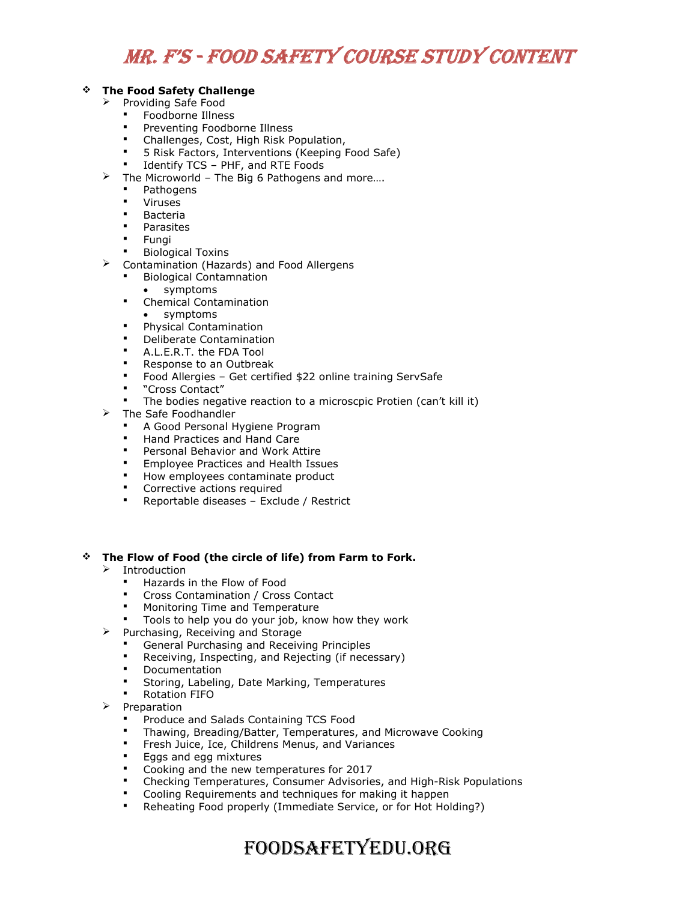# Mr. F's - Food Safety Course Study Content

- **The Food Safety Challenge**
  - Providing Safe Food
    - Foodborne Illness
    - Preventing Foodborne Illness
    - Challenges, Cost, High Risk Population,
    - 5 Risk Factors, Interventions (Keeping Food Safe)
    - Identify TCS – PHF, and RTE Foods
  - The Microworld – The Big 6 Pathogens and more….
    - Pathogens
    - Viruses
    - Bacteria
    - Parasites
    - Fungi
    - Biological Toxins
  - Contamination (Hazards) and Food Allergens
    - Biological Contamnation
      - symptoms
    - Chemical Contamination
      - symptoms
    - Physical Contamination
    - Deliberate Contamination
    - A.L.E.R.T. the FDA Tool
    - Response to an Outbreak
    - Food Allergies – Get certified $22 online training ServSafe
    - "Cross Contact"
    - The bodies negative reaction to a microscpic Protien (can't kill it)
  - The Safe Foodhandler
    - A Good Personal Hygiene Program
    - Hand Practices and Hand Care
    - Personal Behavior and Work Attire
    - Employee Practices and Health Issues
    - How employees contaminate product
    - Corrective actions required
    - Reportable diseases – Exclude / Restrict

- **The Flow of Food (the circle of life) from Farm to Fork.**
  - Introduction
    - Hazards in the Flow of Food
    - Cross Contamination / Cross Contact
    - Monitoring Time and Temperature
    - Tools to help you do your job, know how they work
  - Purchasing, Receiving and Storage
    - General Purchasing and Receiving Principles
    - Receiving, Inspecting, and Rejecting (if necessary)
    - Documentation
    - Storing, Labeling, Date Marking, Temperatures
    - Rotation FIFO
  - Preparation
    - Produce and Salads Containing TCS Food
    - Thawing, Breading/Batter, Temperatures, and Microwave Cooking
    - Fresh Juice, Ice, Childrens Menus, and Variances
    - Eggs and egg mixtures
    - Cooking and the new temperatures for 2017
    - Checking Temperatures, Consumer Advisories, and High-Risk Populations
    - Cooling Requirements and techniques for making it happen
    - Reheating Food properly (Immediate Service, or for Hot Holding?)

FOODSAFETYEDU.ORG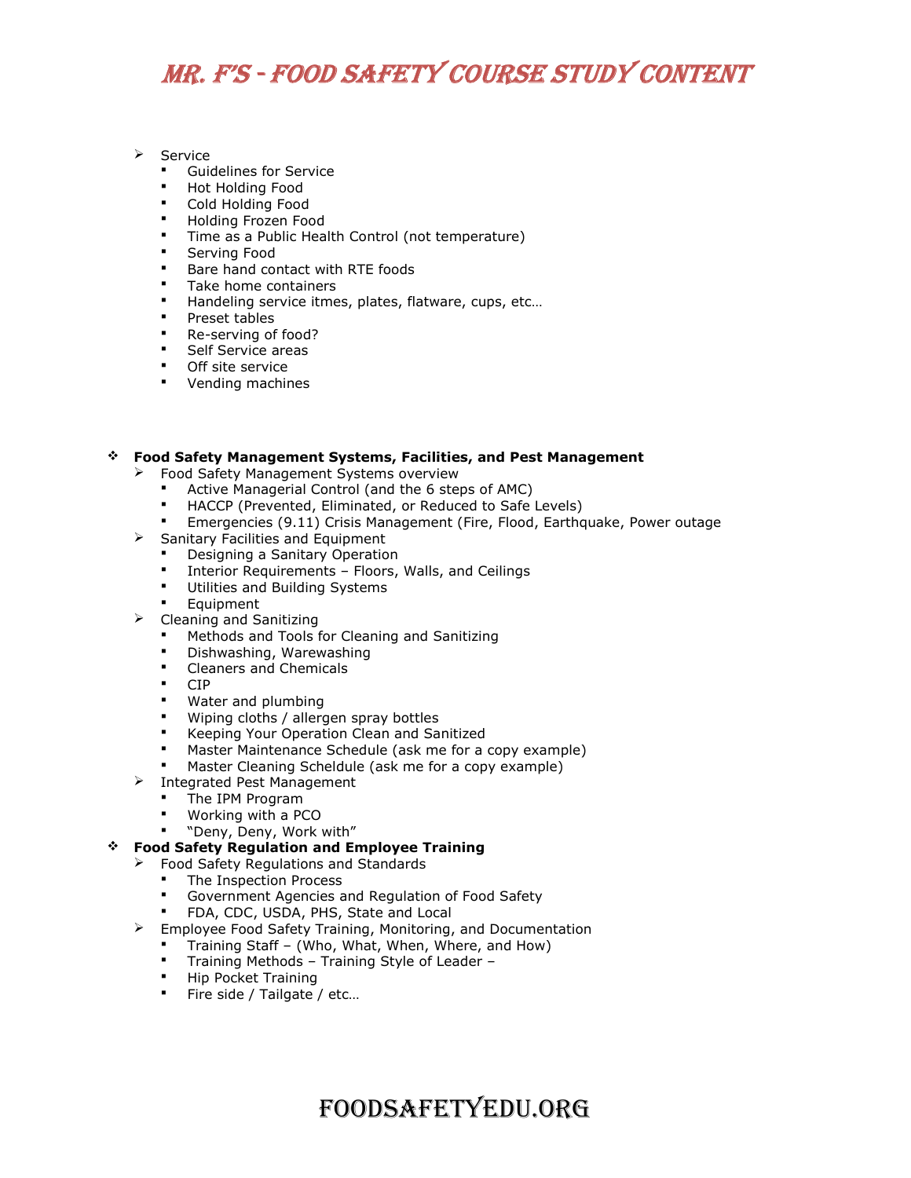- Service
  - Guidelines for Service
  - Hot Holding Food
  - Cold Holding Food
  - Holding Frozen Food
  - Time as a Public Health Control (not temperature)
  - Serving Food
  - Bare hand contact with RTE foods
  - Take home containers
  - Handeling service itmes, plates, flatware, cups, etc…
  - Preset tables
  - Re-serving of food?
  - Self Service areas
  - Off site service
  - Vending machines

- **Food Safety Management Systems, Facilities, and Pest Management**
  - Food Safety Management Systems overview
    - Active Managerial Control (and the 6 steps of AMC)
    - HACCP (Prevented, Eliminated, or Reduced to Safe Levels)
    - Emergencies (9.11) Crisis Management (Fire, Flood, Earthquake, Power outage
  - Sanitary Facilities and Equipment
    - Designing a Sanitary Operation
    - Interior Requirements – Floors, Walls, and Ceilings
    - Utilities and Building Systems
    - Equipment
  - Cleaning and Sanitizing
    - Methods and Tools for Cleaning and Sanitizing
    - Dishwashing, Warewashing
    - Cleaners and Chemicals
    - CIP
    - Water and plumbing
    - Wiping cloths / allergen spray bottles
    - Keeping Your Operation Clean and Sanitized
    - Master Maintenance Schedule (ask me for a copy example)
    - Master Cleaning Scheldule (ask me for a copy example)
  - Integrated Pest Management
    - The IPM Program
    - Working with a PCO
    - "Deny, Deny, Work with"
- **Food Safety Regulation and Employee Training**
  - Food Safety Regulations and Standards
    - The Inspection Process
    - Government Agencies and Regulation of Food Safety
    - FDA, CDC, USDA, PHS, State and Local
  - Employee Food Safety Training, Monitoring, and Documentation
    - Training Staff – (Who, What, When, Where, and How)
    - Training Methods – Training Style of Leader –
    - Hip Pocket Training
    - Fire side / Tailgate / etc…